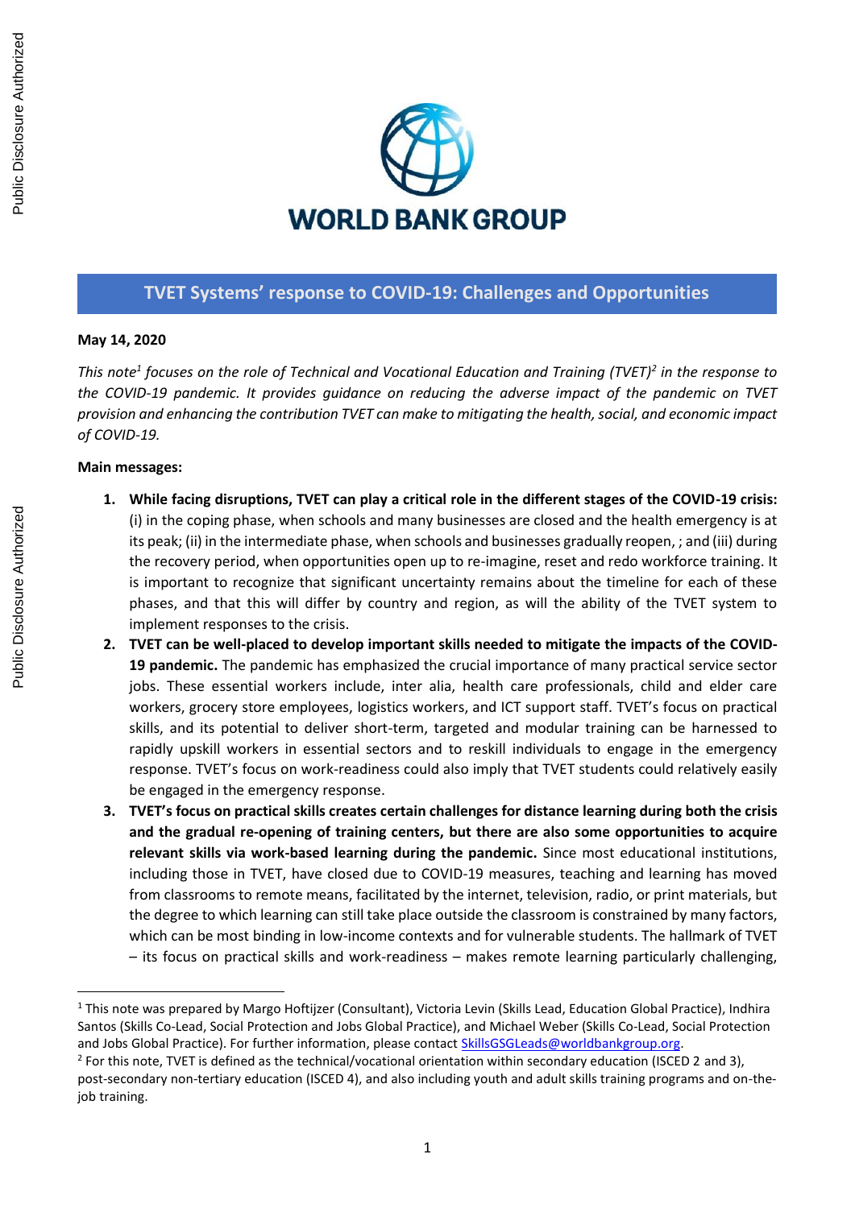# TVET Systems' response to COVID-19: Challenges and Opportunities

**May 14, 2020**

*This note[1] focuses on the role of Technical and Vocational Education and Training (TVET)[2] in the response to the COVID-19 pandemic. It provides guidance on reducing the adverse impact of the pandemic on TVET provision and enhancing the contribution TVET can make to mitigating the health, social, and economic impact of COVID-19.*

**Main messages:**

1. **While facing disruptions, TVET can play a critical role in the different stages of the COVID-19 crisis:** (i) in the coping phase, when schools and many businesses are closed and the health emergency is at its peak; (ii) in the intermediate phase, when schools and businesses gradually reopen, ; and (iii) during the recovery period, when opportunities open up to re-imagine, reset and redo workforce training. It is important to recognize that significant uncertainty remains about the timeline for each of these phases, and that this will differ by country and region, as will the ability of the TVET system to implement responses to the crisis.
2. **TVET can be well-placed to develop important skills needed to mitigate the impacts of the COVID-19 pandemic.** The pandemic has emphasized the crucial importance of many practical service sector jobs. These essential workers include, inter alia, health care professionals, child and elder care workers, grocery store employees, logistics workers, and ICT support staff. TVET's focus on practical skills, and its potential to deliver short-term, targeted and modular training can be harnessed to rapidly upskill workers in essential sectors and to reskill individuals to engage in the emergency response. TVET's focus on work-readiness could also imply that TVET students could relatively easily be engaged in the emergency response.
3. **TVET's focus on practical skills creates certain challenges for distance learning during both the crisis and the gradual re-opening of training centers, but there are also some opportunities to acquire relevant skills via work-based learning during the pandemic.** Since most educational institutions, including those in TVET, have closed due to COVID-19 measures, teaching and learning has moved from classrooms to remote means, facilitated by the internet, television, radio, or print materials, but the degree to which learning can still take place outside the classroom is constrained by many factors, which can be most binding in low-income contexts and for vulnerable students. The hallmark of TVET – its focus on practical skills and work-readiness – makes remote learning particularly challenging,

---

[1] This note was prepared by Margo Hoftijzer (Consultant), Victoria Levin (Skills Lead, Education Global Practice), Indhira Santos (Skills Co-Lead, Social Protection and Jobs Global Practice), and Michael Weber (Skills Co-Lead, Social Protection and Jobs Global Practice). For further information, please contact SkillsGSGLeads@worldbankgroup.org.

[2] For this note, TVET is defined as the technical/vocational orientation within secondary education (ISCED 2 and 3), post-secondary non-tertiary education (ISCED 4), and also including youth and adult skills training programs and on-the-job training.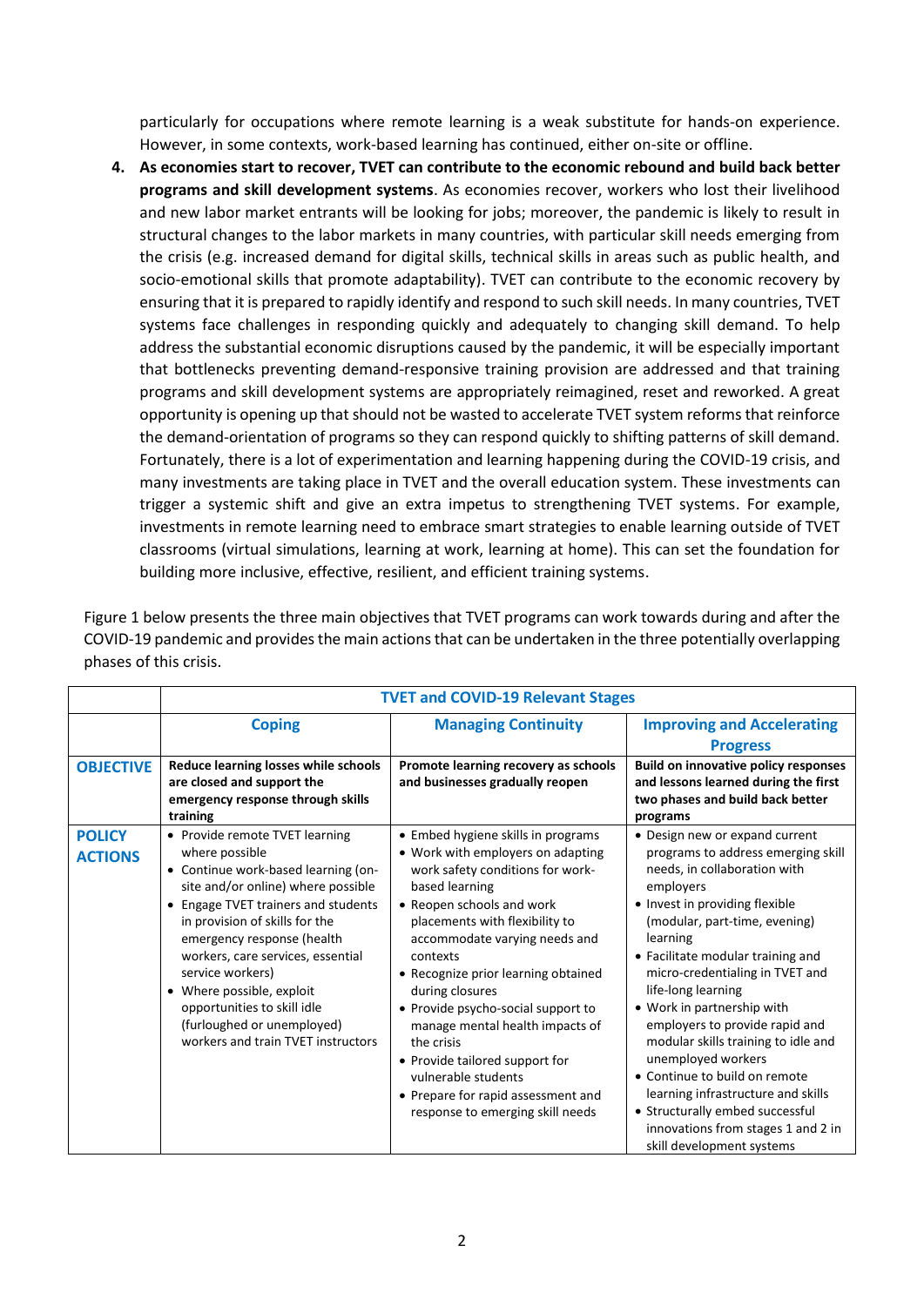particularly for occupations where remote learning is a weak substitute for hands-on experience. However, in some contexts, work-based learning has continued, either on-site or offline.

4. **As economies start to recover, TVET can contribute to the economic rebound and build back better programs and skill development systems**. As economies recover, workers who lost their livelihood and new labor market entrants will be looking for jobs; moreover, the pandemic is likely to result in structural changes to the labor markets in many countries, with particular skill needs emerging from the crisis (e.g. increased demand for digital skills, technical skills in areas such as public health, and socio-emotional skills that promote adaptability). TVET can contribute to the economic recovery by ensuring that it is prepared to rapidly identify and respond to such skill needs. In many countries, TVET systems face challenges in responding quickly and adequately to changing skill demand. To help address the substantial economic disruptions caused by the pandemic, it will be especially important that bottlenecks preventing demand-responsive training provision are addressed and that training programs and skill development systems are appropriately reimagined, reset and reworked. A great opportunity is opening up that should not be wasted to accelerate TVET system reforms that reinforce the demand-orientation of programs so they can respond quickly to shifting patterns of skill demand. Fortunately, there is a lot of experimentation and learning happening during the COVID-19 crisis, and many investments are taking place in TVET and the overall education system. These investments can trigger a systemic shift and give an extra impetus to strengthening TVET systems. For example, investments in remote learning need to embrace smart strategies to enable learning outside of TVET classrooms (virtual simulations, learning at work, learning at home). This can set the foundation for building more inclusive, effective, resilient, and efficient training systems.

Figure 1 below presents the three main objectives that TVET programs can work towards during and after the COVID-19 pandemic and provides the main actions that can be undertaken in the three potentially overlapping phases of this crisis.

| | **TVET and COVID-19 Relevant Stages** | | |
|---|---|---|---|
| | **Coping** | **Managing Continuity** | **Improving and Accelerating Progress** |
| **OBJECTIVE** | **Reduce learning losses while schools are closed and support the emergency response through skills training** | **Promote learning recovery as schools and businesses gradually reopen** | **Build on innovative policy responses and lessons learned during the first two phases and build back better programs** |
| **POLICY ACTIONS** | • Provide remote TVET learning where possible<br>• Continue work-based learning (on-site and/or online) where possible<br>• Engage TVET trainers and students in provision of skills for the emergency response (health workers, care services, essential service workers)<br>• Where possible, exploit opportunities to skill idle (furloughed or unemployed) workers and train TVET instructors | • Embed hygiene skills in programs<br>• Work with employers on adapting work safety conditions for work-based learning<br>• Reopen schools and work placements with flexibility to accommodate varying needs and contexts<br>• Recognize prior learning obtained during closures<br>• Provide psycho-social support to manage mental health impacts of the crisis<br>• Provide tailored support for vulnerable students<br>• Prepare for rapid assessment and response to emerging skill needs | • Design new or expand current programs to address emerging skill needs, in collaboration with employers<br>• Invest in providing flexible (modular, part-time, evening) learning<br>• Facilitate modular training and micro-credentialing in TVET and life-long learning<br>• Work in partnership with employers to provide rapid and modular skills training to idle and unemployed workers<br>• Continue to build on remote learning infrastructure and skills<br>• Structurally embed successful innovations from stages 1 and 2 in skill development systems |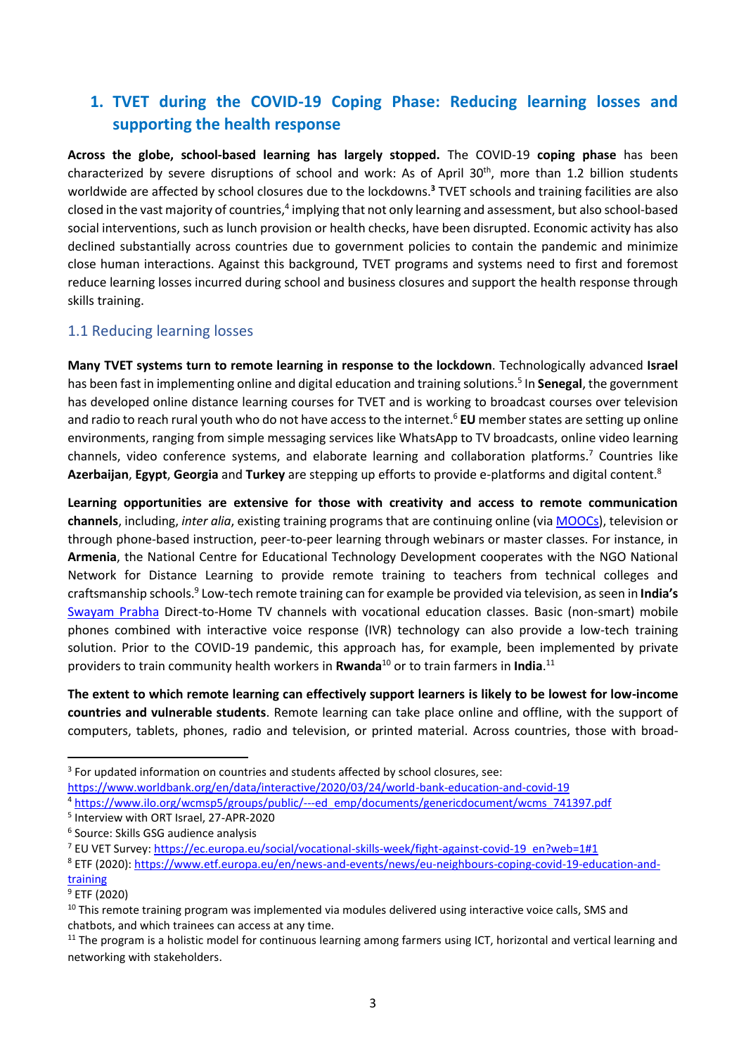## 1. TVET during the COVID-19 Coping Phase: Reducing learning losses and supporting the health response

**Across the globe, school-based learning has largely stopped.** The COVID-19 **coping phase** has been characterized by severe disruptions of school and work: As of April 30th, more than 1.2 billion students worldwide are affected by school closures due to the lockdowns.[3] TVET schools and training facilities are also closed in the vast majority of countries,[4] implying that not only learning and assessment, but also school-based social interventions, such as lunch provision or health checks, have been disrupted. Economic activity has also declined substantially across countries due to government policies to contain the pandemic and minimize close human interactions. Against this background, TVET programs and systems need to first and foremost reduce learning losses incurred during school and business closures and support the health response through skills training.

### 1.1 Reducing learning losses

**Many TVET systems turn to remote learning in response to the lockdown**. Technologically advanced **Israel** has been fast in implementing online and digital education and training solutions.[5] In **Senegal**, the government has developed online distance learning courses for TVET and is working to broadcast courses over television and radio to reach rural youth who do not have access to the internet.[6] **EU** member states are setting up online environments, ranging from simple messaging services like WhatsApp to TV broadcasts, online video learning channels, video conference systems, and elaborate learning and collaboration platforms.[7] Countries like **Azerbaijan**, **Egypt**, **Georgia** and **Turkey** are stepping up efforts to provide e-platforms and digital content.[8]

**Learning opportunities are extensive for those with creativity and access to remote communication channels**, including, *inter alia*, existing training programs that are continuing online (via MOOCs), television or through phone-based instruction, peer-to-peer learning through webinars or master classes. For instance, in **Armenia**, the National Centre for Educational Technology Development cooperates with the NGO National Network for Distance Learning to provide remote training to teachers from technical colleges and craftsmanship schools.[9] Low-tech remote training can for example be provided via television, as seen in **India's** Swayam Prabha Direct-to-Home TV channels with vocational education classes. Basic (non-smart) mobile phones combined with interactive voice response (IVR) technology can also provide a low-tech training solution. Prior to the COVID-19 pandemic, this approach has, for example, been implemented by private providers to train community health workers in **Rwanda**[10] or to train farmers in **India**.[11]

**The extent to which remote learning can effectively support learners is likely to be lowest for low-income countries and vulnerable students**. Remote learning can take place online and offline, with the support of computers, tablets, phones, radio and television, or printed material. Across countries, those with broad-

---

[3] For updated information on countries and students affected by school closures, see: https://www.worldbank.org/en/data/interactive/2020/03/24/world-bank-education-and-covid-19

[4] https://www.ilo.org/wcmsp5/groups/public/---ed_emp/documents/genericdocument/wcms_741397.pdf

[5] Interview with ORT Israel, 27-APR-2020

[6] Source: Skills GSG audience analysis

[7] EU VET Survey: https://ec.europa.eu/social/vocational-skills-week/fight-against-covid-19_en?web=1#1

[8] ETF (2020): https://www.etf.europa.eu/en/news-and-events/news/eu-neighbours-coping-covid-19-education-and-training

[9] ETF (2020)

[10] This remote training program was implemented via modules delivered using interactive voice calls, SMS and chatbots, and which trainees can access at any time.

[11] The program is a holistic model for continuous learning among farmers using ICT, horizontal and vertical learning and networking with stakeholders.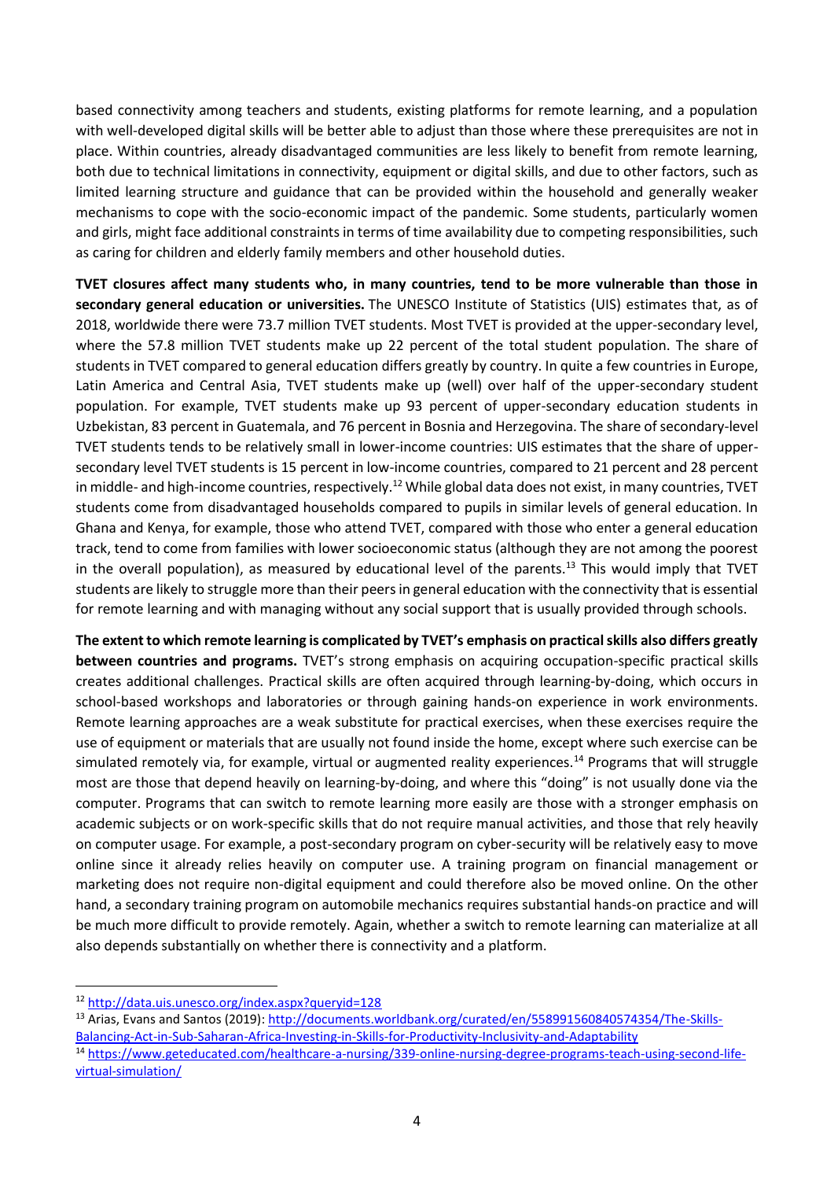based connectivity among teachers and students, existing platforms for remote learning, and a population with well-developed digital skills will be better able to adjust than those where these prerequisites are not in place. Within countries, already disadvantaged communities are less likely to benefit from remote learning, both due to technical limitations in connectivity, equipment or digital skills, and due to other factors, such as limited learning structure and guidance that can be provided within the household and generally weaker mechanisms to cope with the socio-economic impact of the pandemic. Some students, particularly women and girls, might face additional constraints in terms of time availability due to competing responsibilities, such as caring for children and elderly family members and other household duties.

**TVET closures affect many students who, in many countries, tend to be more vulnerable than those in secondary general education or universities.** The UNESCO Institute of Statistics (UIS) estimates that, as of 2018, worldwide there were 73.7 million TVET students. Most TVET is provided at the upper-secondary level, where the 57.8 million TVET students make up 22 percent of the total student population. The share of students in TVET compared to general education differs greatly by country. In quite a few countries in Europe, Latin America and Central Asia, TVET students make up (well) over half of the upper-secondary student population. For example, TVET students make up 93 percent of upper-secondary education students in Uzbekistan, 83 percent in Guatemala, and 76 percent in Bosnia and Herzegovina. The share of secondary-level TVET students tends to be relatively small in lower-income countries: UIS estimates that the share of upper-secondary level TVET students is 15 percent in low-income countries, compared to 21 percent and 28 percent in middle- and high-income countries, respectively.[12] While global data does not exist, in many countries, TVET students come from disadvantaged households compared to pupils in similar levels of general education. In Ghana and Kenya, for example, those who attend TVET, compared with those who enter a general education track, tend to come from families with lower socioeconomic status (although they are not among the poorest in the overall population), as measured by educational level of the parents.[13] This would imply that TVET students are likely to struggle more than their peers in general education with the connectivity that is essential for remote learning and with managing without any social support that is usually provided through schools.

**The extent to which remote learning is complicated by TVET's emphasis on practical skills also differs greatly between countries and programs.** TVET's strong emphasis on acquiring occupation-specific practical skills creates additional challenges. Practical skills are often acquired through learning-by-doing, which occurs in school-based workshops and laboratories or through gaining hands-on experience in work environments. Remote learning approaches are a weak substitute for practical exercises, when these exercises require the use of equipment or materials that are usually not found inside the home, except where such exercise can be simulated remotely via, for example, virtual or augmented reality experiences.[14] Programs that will struggle most are those that depend heavily on learning-by-doing, and where this "doing" is not usually done via the computer. Programs that can switch to remote learning more easily are those with a stronger emphasis on academic subjects or on work-specific skills that do not require manual activities, and those that rely heavily on computer usage. For example, a post-secondary program on cyber-security will be relatively easy to move online since it already relies heavily on computer use. A training program on financial management or marketing does not require non-digital equipment and could therefore also be moved online. On the other hand, a secondary training program on automobile mechanics requires substantial hands-on practice and will be much more difficult to provide remotely. Again, whether a switch to remote learning can materialize at all also depends substantially on whether there is connectivity and a platform.

---

[12] http://data.uis.unesco.org/index.aspx?queryid=128

[13] Arias, Evans and Santos (2019): http://documents.worldbank.org/curated/en/558991560840574354/The-Skills-Balancing-Act-in-Sub-Saharan-Africa-Investing-in-Skills-for-Productivity-Inclusivity-and-Adaptability

[14] https://www.geteducated.com/healthcare-a-nursing/339-online-nursing-degree-programs-teach-using-second-life-virtual-simulation/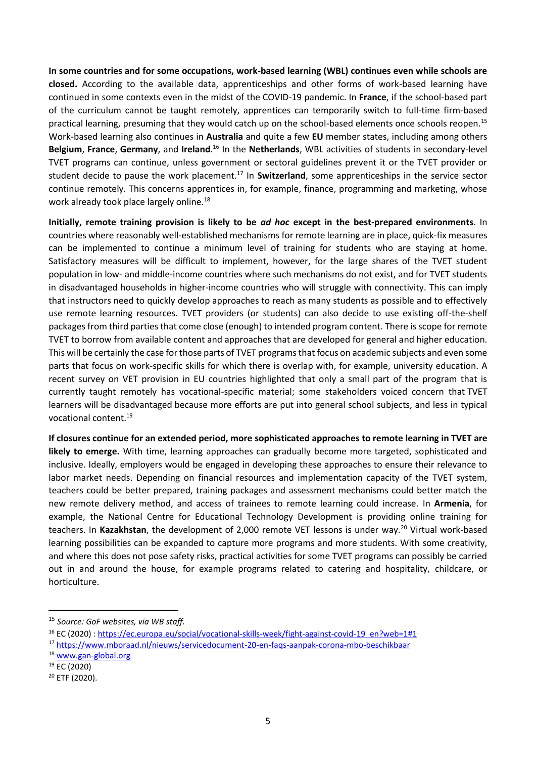**In some countries and for some occupations, work-based learning (WBL) continues even while schools are closed.** According to the available data, apprenticeships and other forms of work-based learning have continued in some contexts even in the midst of the COVID-19 pandemic. In **France**, if the school-based part of the curriculum cannot be taught remotely, apprentices can temporarily switch to full-time firm-based practical learning, presuming that they would catch up on the school-based elements once schools reopen.[15] Work-based learning also continues in **Australia** and quite a few **EU** member states, including among others **Belgium**, **France**, **Germany**, and **Ireland**.[16] In the **Netherlands**, WBL activities of students in secondary-level TVET programs can continue, unless government or sectoral guidelines prevent it or the TVET provider or student decide to pause the work placement.[17] In **Switzerland**, some apprenticeships in the service sector continue remotely. This concerns apprentices in, for example, finance, programming and marketing, whose work already took place largely online.[18]

**Initially, remote training provision is likely to be *ad hoc* except in the best-prepared environments**. In countries where reasonably well-established mechanisms for remote learning are in place, quick-fix measures can be implemented to continue a minimum level of training for students who are staying at home. Satisfactory measures will be difficult to implement, however, for the large shares of the TVET student population in low- and middle-income countries where such mechanisms do not exist, and for TVET students in disadvantaged households in higher-income countries who will struggle with connectivity. This can imply that instructors need to quickly develop approaches to reach as many students as possible and to effectively use remote learning resources. TVET providers (or students) can also decide to use existing off-the-shelf packages from third parties that come close (enough) to intended program content. There is scope for remote TVET to borrow from available content and approaches that are developed for general and higher education. This will be certainly the case for those parts of TVET programs that focus on academic subjects and even some parts that focus on work-specific skills for which there is overlap with, for example, university education. A recent survey on VET provision in EU countries highlighted that only a small part of the program that is currently taught remotely has vocational-specific material; some stakeholders voiced concern that TVET learners will be disadvantaged because more efforts are put into general school subjects, and less in typical vocational content.[19]

**If closures continue for an extended period, more sophisticated approaches to remote learning in TVET are likely to emerge.** With time, learning approaches can gradually become more targeted, sophisticated and inclusive. Ideally, employers would be engaged in developing these approaches to ensure their relevance to labor market needs. Depending on financial resources and implementation capacity of the TVET system, teachers could be better prepared, training packages and assessment mechanisms could better match the new remote delivery method, and access of trainees to remote learning could increase. In **Armenia**, for example, the National Centre for Educational Technology Development is providing online training for teachers. In **Kazakhstan**, the development of 2,000 remote VET lessons is under way.[20] Virtual work-based learning possibilities can be expanded to capture more programs and more students. With some creativity, and where this does not pose safety risks, practical activities for some TVET programs can possibly be carried out in and around the house, for example programs related to catering and hospitality, childcare, or horticulture.

---

[15] *Source: GoF websites, via WB staff.*

[16] EC (2020) : https://ec.europa.eu/social/vocational-skills-week/fight-against-covid-19_en?web=1#1

[17] https://www.mboraad.nl/nieuws/servicedocument-20-en-faqs-aanpak-corona-mbo-beschikbaar

[18] www.gan-global.org

[19] EC (2020)

[20] ETF (2020).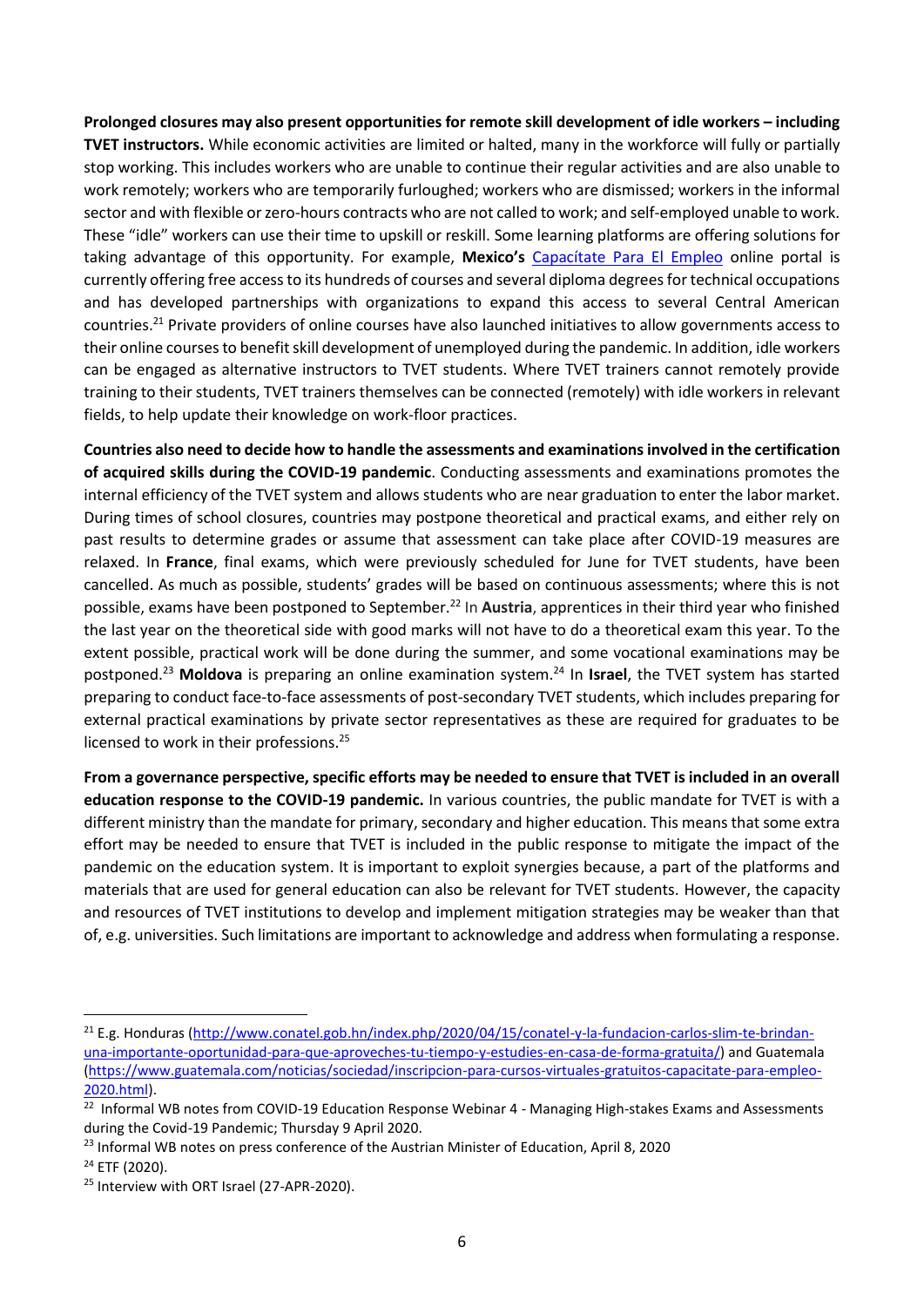**Prolonged closures may also present opportunities for remote skill development of idle workers – including TVET instructors.** While economic activities are limited or halted, many in the workforce will fully or partially stop working. This includes workers who are unable to continue their regular activities and are also unable to work remotely; workers who are temporarily furloughed; workers who are dismissed; workers in the informal sector and with flexible or zero-hours contracts who are not called to work; and self-employed unable to work. These "idle" workers can use their time to upskill or reskill. Some learning platforms are offering solutions for taking advantage of this opportunity. For example, **Mexico's** [Capacítate Para El Empleo](#) online portal is currently offering free access to its hundreds of courses and several diploma degrees for technical occupations and has developed partnerships with organizations to expand this access to several Central American countries.[21] Private providers of online courses have also launched initiatives to allow governments access to their online courses to benefit skill development of unemployed during the pandemic. In addition, idle workers can be engaged as alternative instructors to TVET students. Where TVET trainers cannot remotely provide training to their students, TVET trainers themselves can be connected (remotely) with idle workers in relevant fields, to help update their knowledge on work-floor practices.

**Countries also need to decide how to handle the assessments and examinations involved in the certification of acquired skills during the COVID-19 pandemic**. Conducting assessments and examinations promotes the internal efficiency of the TVET system and allows students who are near graduation to enter the labor market. During times of school closures, countries may postpone theoretical and practical exams, and either rely on past results to determine grades or assume that assessment can take place after COVID-19 measures are relaxed. In **France**, final exams, which were previously scheduled for June for TVET students, have been cancelled. As much as possible, students' grades will be based on continuous assessments; where this is not possible, exams have been postponed to September.[22] In **Austria**, apprentices in their third year who finished the last year on the theoretical side with good marks will not have to do a theoretical exam this year. To the extent possible, practical work will be done during the summer, and some vocational examinations may be postponed.[23] **Moldova** is preparing an online examination system.[24] In **Israel**, the TVET system has started preparing to conduct face-to-face assessments of post-secondary TVET students, which includes preparing for external practical examinations by private sector representatives as these are required for graduates to be licensed to work in their professions.[25]

**From a governance perspective, specific efforts may be needed to ensure that TVET is included in an overall education response to the COVID-19 pandemic.** In various countries, the public mandate for TVET is with a different ministry than the mandate for primary, secondary and higher education. This means that some extra effort may be needed to ensure that TVET is included in the public response to mitigate the impact of the pandemic on the education system. It is important to exploit synergies because, a part of the platforms and materials that are used for general education can also be relevant for TVET students. However, the capacity and resources of TVET institutions to develop and implement mitigation strategies may be weaker than that of, e.g. universities. Such limitations are important to acknowledge and address when formulating a response.

---

[21] E.g. Honduras (http://www.conatel.gob.hn/index.php/2020/04/15/conatel-y-la-fundacion-carlos-slim-te-brindan-una-importante-oportunidad-para-que-aproveches-tu-tiempo-y-estudies-en-casa-de-forma-gratuita/) and Guatemala (https://www.guatemala.com/noticias/sociedad/inscripcion-para-cursos-virtuales-gratuitos-capacitate-para-empleo-2020.html).

[22] Informal WB notes from COVID-19 Education Response Webinar 4 - Managing High-stakes Exams and Assessments during the Covid-19 Pandemic; Thursday 9 April 2020.

[23] Informal WB notes on press conference of the Austrian Minister of Education, April 8, 2020

[24] ETF (2020).

[25] Interview with ORT Israel (27-APR-2020).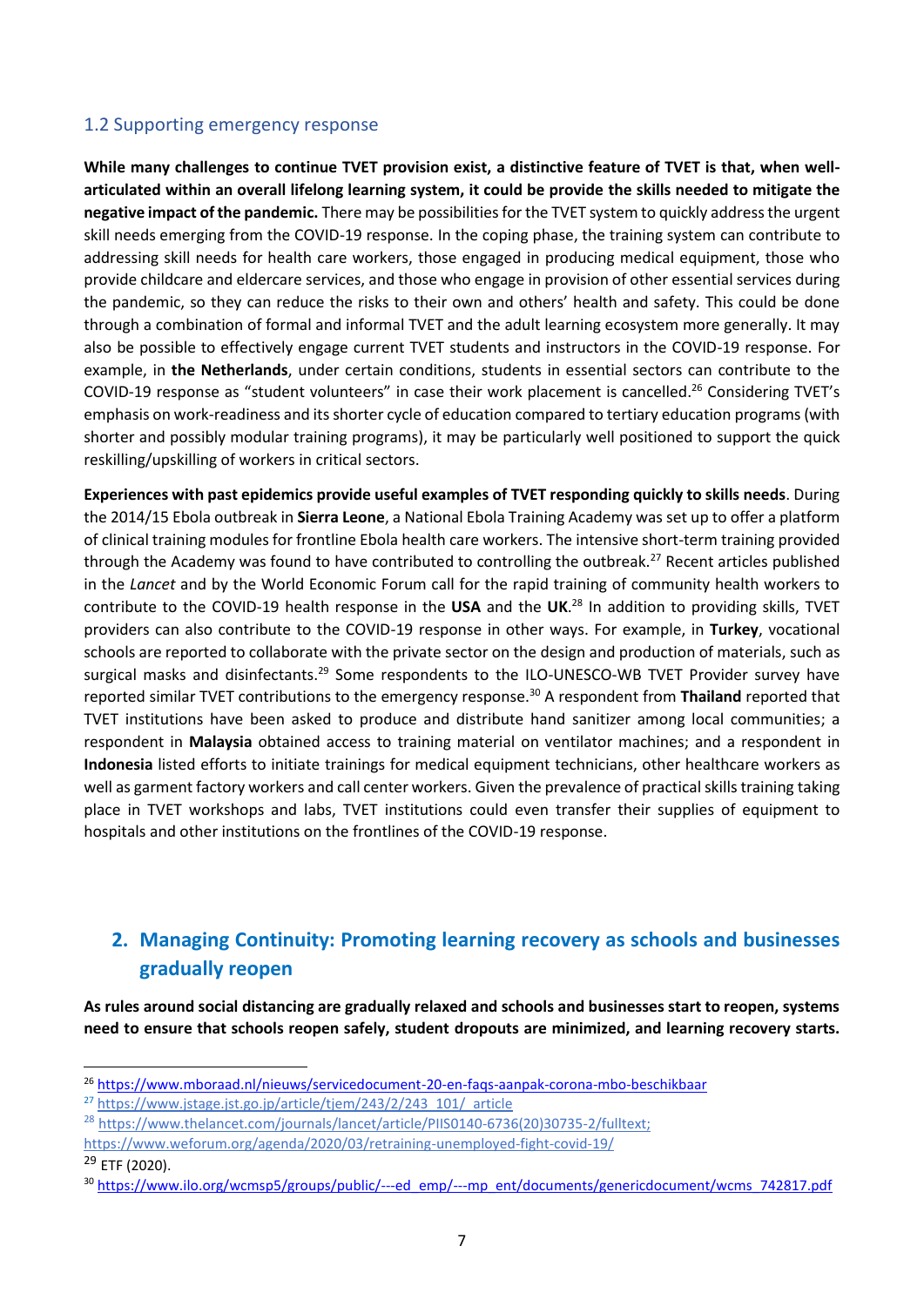### 1.2 Supporting emergency response

**While many challenges to continue TVET provision exist, a distinctive feature of TVET is that, when well-articulated within an overall lifelong learning system, it could be provide the skills needed to mitigate the negative impact of the pandemic.** There may be possibilities for the TVET system to quickly address the urgent skill needs emerging from the COVID-19 response. In the coping phase, the training system can contribute to addressing skill needs for health care workers, those engaged in producing medical equipment, those who provide childcare and eldercare services, and those who engage in provision of other essential services during the pandemic, so they can reduce the risks to their own and others' health and safety. This could be done through a combination of formal and informal TVET and the adult learning ecosystem more generally. It may also be possible to effectively engage current TVET students and instructors in the COVID-19 response. For example, in **the Netherlands**, under certain conditions, students in essential sectors can contribute to the COVID-19 response as "student volunteers" in case their work placement is cancelled.[26] Considering TVET's emphasis on work-readiness and its shorter cycle of education compared to tertiary education programs (with shorter and possibly modular training programs), it may be particularly well positioned to support the quick reskilling/upskilling of workers in critical sectors.

**Experiences with past epidemics provide useful examples of TVET responding quickly to skills needs**. During the 2014/15 Ebola outbreak in **Sierra Leone**, a National Ebola Training Academy was set up to offer a platform of clinical training modules for frontline Ebola health care workers. The intensive short-term training provided through the Academy was found to have contributed to controlling the outbreak.[27] Recent articles published in the *Lancet* and by the World Economic Forum call for the rapid training of community health workers to contribute to the COVID-19 health response in the **USA** and the **UK**.[28] In addition to providing skills, TVET providers can also contribute to the COVID-19 response in other ways. For example, in **Turkey**, vocational schools are reported to collaborate with the private sector on the design and production of materials, such as surgical masks and disinfectants.[29] Some respondents to the ILO-UNESCO-WB TVET Provider survey have reported similar TVET contributions to the emergency response.[30] A respondent from **Thailand** reported that TVET institutions have been asked to produce and distribute hand sanitizer among local communities; a respondent in **Malaysia** obtained access to training material on ventilator machines; and a respondent in **Indonesia** listed efforts to initiate trainings for medical equipment technicians, other healthcare workers as well as garment factory workers and call center workers. Given the prevalence of practical skills training taking place in TVET workshops and labs, TVET institutions could even transfer their supplies of equipment to hospitals and other institutions on the frontlines of the COVID-19 response.

## 2. Managing Continuity: Promoting learning recovery as schools and businesses gradually reopen

**As rules around social distancing are gradually relaxed and schools and businesses start to reopen, systems need to ensure that schools reopen safely, student dropouts are minimized, and learning recovery starts.**

---

[26] https://www.mboraad.nl/nieuws/servicedocument-20-en-faqs-aanpak-corona-mbo-beschikbaar

[27] https://www.jstage.jst.go.jp/article/tjem/243/2/243_101/_article

[28] https://www.thelancet.com/journals/lancet/article/PIIS0140-6736(20)30735-2/fulltext; https://www.weforum.org/agenda/2020/03/retraining-unemployed-fight-covid-19/

[29] ETF (2020).

[30] https://www.ilo.org/wcmsp5/groups/public/---ed_emp/---mp_ent/documents/genericdocument/wcms_742817.pdf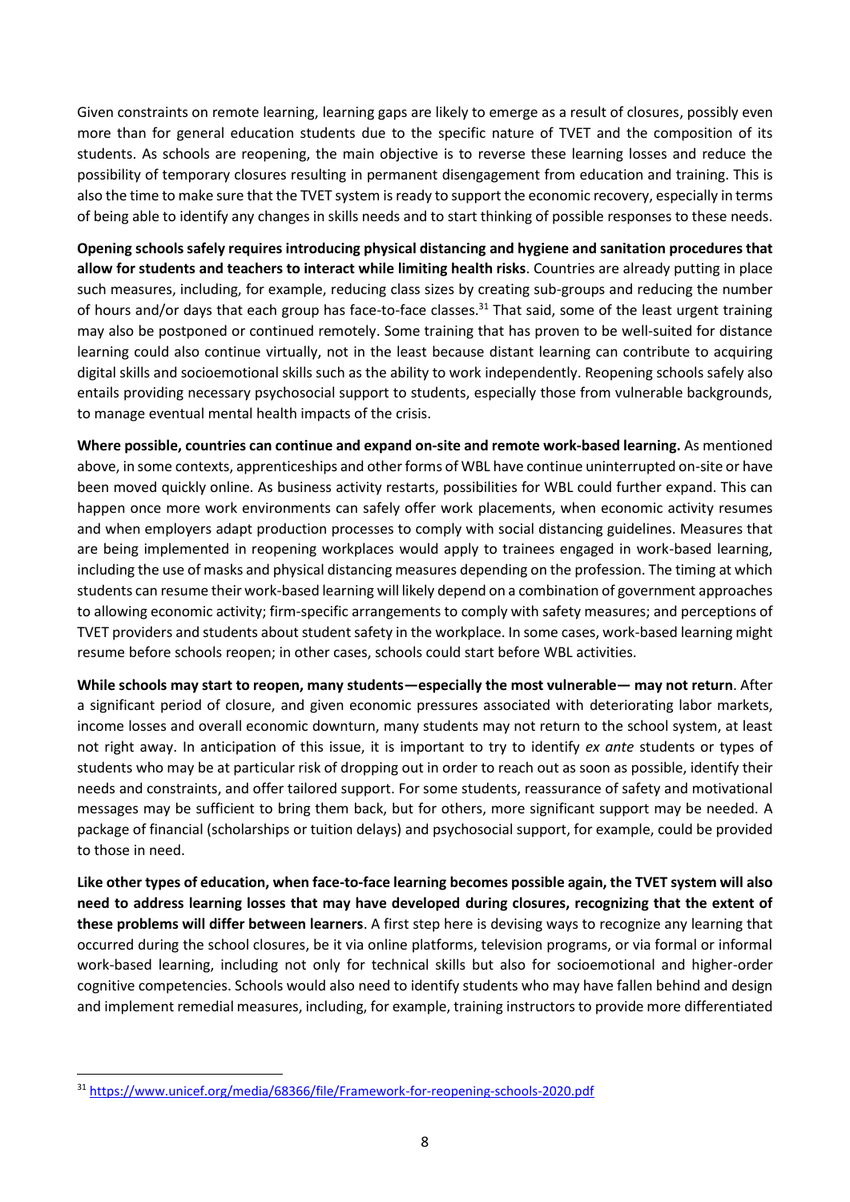Given constraints on remote learning, learning gaps are likely to emerge as a result of closures, possibly even more than for general education students due to the specific nature of TVET and the composition of its students. As schools are reopening, the main objective is to reverse these learning losses and reduce the possibility of temporary closures resulting in permanent disengagement from education and training. This is also the time to make sure that the TVET system is ready to support the economic recovery, especially in terms of being able to identify any changes in skills needs and to start thinking of possible responses to these needs.

**Opening schools safely requires introducing physical distancing and hygiene and sanitation procedures that allow for students and teachers to interact while limiting health risks**. Countries are already putting in place such measures, including, for example, reducing class sizes by creating sub-groups and reducing the number of hours and/or days that each group has face-to-face classes.[31] That said, some of the least urgent training may also be postponed or continued remotely. Some training that has proven to be well-suited for distance learning could also continue virtually, not in the least because distant learning can contribute to acquiring digital skills and socioemotional skills such as the ability to work independently. Reopening schools safely also entails providing necessary psychosocial support to students, especially those from vulnerable backgrounds, to manage eventual mental health impacts of the crisis.

**Where possible, countries can continue and expand on-site and remote work-based learning.** As mentioned above, in some contexts, apprenticeships and other forms of WBL have continue uninterrupted on-site or have been moved quickly online. As business activity restarts, possibilities for WBL could further expand. This can happen once more work environments can safely offer work placements, when economic activity resumes and when employers adapt production processes to comply with social distancing guidelines. Measures that are being implemented in reopening workplaces would apply to trainees engaged in work-based learning, including the use of masks and physical distancing measures depending on the profession. The timing at which students can resume their work-based learning will likely depend on a combination of government approaches to allowing economic activity; firm-specific arrangements to comply with safety measures; and perceptions of TVET providers and students about student safety in the workplace. In some cases, work-based learning might resume before schools reopen; in other cases, schools could start before WBL activities.

**While schools may start to reopen, many students—especially the most vulnerable— may not return**. After a significant period of closure, and given economic pressures associated with deteriorating labor markets, income losses and overall economic downturn, many students may not return to the school system, at least not right away. In anticipation of this issue, it is important to try to identify *ex ante* students or types of students who may be at particular risk of dropping out in order to reach out as soon as possible, identify their needs and constraints, and offer tailored support. For some students, reassurance of safety and motivational messages may be sufficient to bring them back, but for others, more significant support may be needed. A package of financial (scholarships or tuition delays) and psychosocial support, for example, could be provided to those in need.

**Like other types of education, when face-to-face learning becomes possible again, the TVET system will also need to address learning losses that may have developed during closures, recognizing that the extent of these problems will differ between learners**. A first step here is devising ways to recognize any learning that occurred during the school closures, be it via online platforms, television programs, or via formal or informal work-based learning, including not only for technical skills but also for socioemotional and higher-order cognitive competencies. Schools would also need to identify students who may have fallen behind and design and implement remedial measures, including, for example, training instructors to provide more differentiated

---

[31] https://www.unicef.org/media/68366/file/Framework-for-reopening-schools-2020.pdf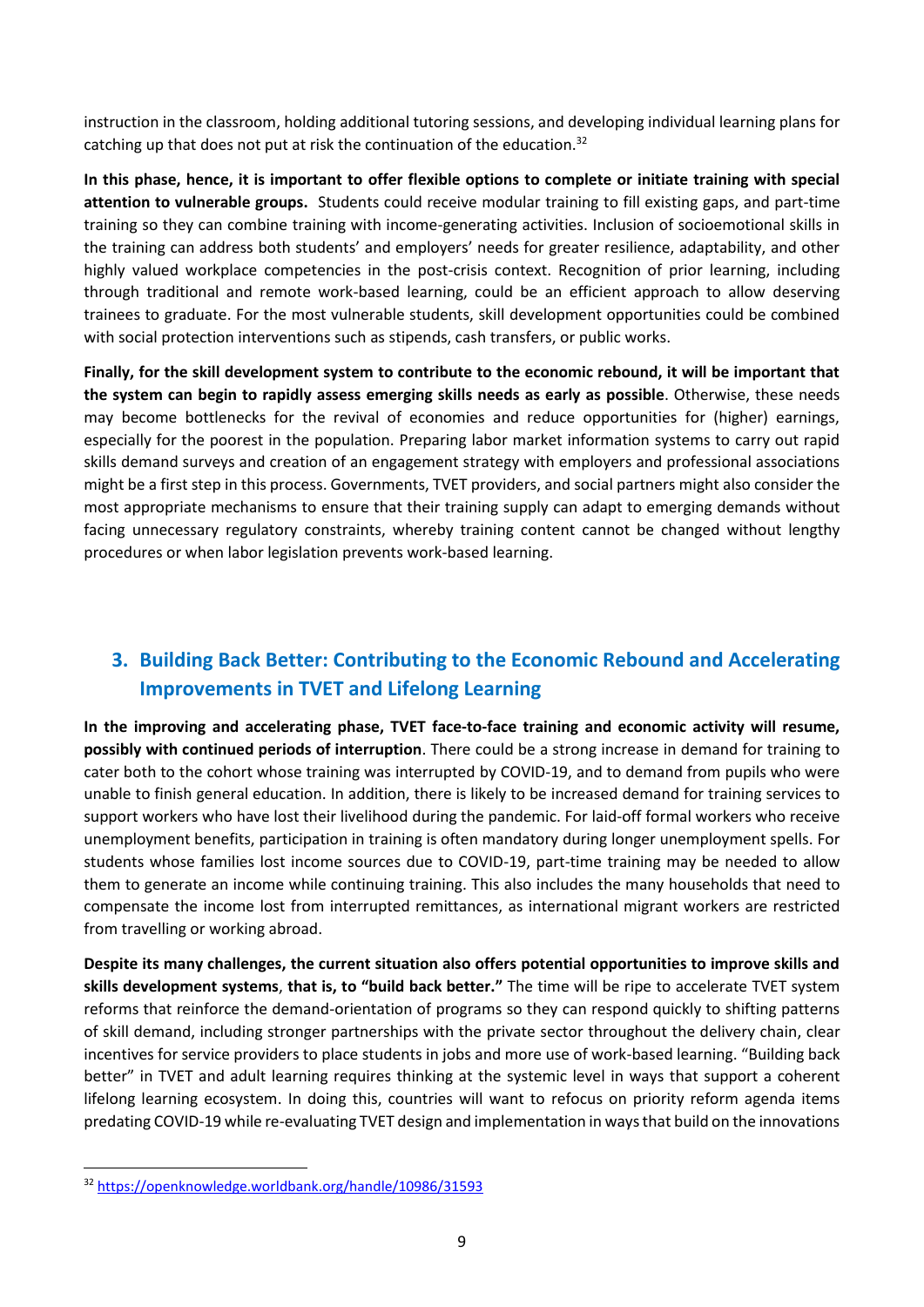instruction in the classroom, holding additional tutoring sessions, and developing individual learning plans for catching up that does not put at risk the continuation of the education.[32]

**In this phase, hence, it is important to offer flexible options to complete or initiate training with special attention to vulnerable groups.** Students could receive modular training to fill existing gaps, and part-time training so they can combine training with income-generating activities. Inclusion of socioemotional skills in the training can address both students' and employers' needs for greater resilience, adaptability, and other highly valued workplace competencies in the post-crisis context. Recognition of prior learning, including through traditional and remote work-based learning, could be an efficient approach to allow deserving trainees to graduate. For the most vulnerable students, skill development opportunities could be combined with social protection interventions such as stipends, cash transfers, or public works.

**Finally, for the skill development system to contribute to the economic rebound, it will be important that the system can begin to rapidly assess emerging skills needs as early as possible**. Otherwise, these needs may become bottlenecks for the revival of economies and reduce opportunities for (higher) earnings, especially for the poorest in the population. Preparing labor market information systems to carry out rapid skills demand surveys and creation of an engagement strategy with employers and professional associations might be a first step in this process. Governments, TVET providers, and social partners might also consider the most appropriate mechanisms to ensure that their training supply can adapt to emerging demands without facing unnecessary regulatory constraints, whereby training content cannot be changed without lengthy procedures or when labor legislation prevents work-based learning.

## 3. Building Back Better: Contributing to the Economic Rebound and Accelerating Improvements in TVET and Lifelong Learning

**In the improving and accelerating phase, TVET face-to-face training and economic activity will resume, possibly with continued periods of interruption**. There could be a strong increase in demand for training to cater both to the cohort whose training was interrupted by COVID-19, and to demand from pupils who were unable to finish general education. In addition, there is likely to be increased demand for training services to support workers who have lost their livelihood during the pandemic. For laid-off formal workers who receive unemployment benefits, participation in training is often mandatory during longer unemployment spells. For students whose families lost income sources due to COVID-19, part-time training may be needed to allow them to generate an income while continuing training. This also includes the many households that need to compensate the income lost from interrupted remittances, as international migrant workers are restricted from travelling or working abroad.

**Despite its many challenges, the current situation also offers potential opportunities to improve skills and skills development systems**, **that is, to "build back better."** The time will be ripe to accelerate TVET system reforms that reinforce the demand-orientation of programs so they can respond quickly to shifting patterns of skill demand, including stronger partnerships with the private sector throughout the delivery chain, clear incentives for service providers to place students in jobs and more use of work-based learning. "Building back better" in TVET and adult learning requires thinking at the systemic level in ways that support a coherent lifelong learning ecosystem. In doing this, countries will want to refocus on priority reform agenda items predating COVID-19 while re-evaluating TVET design and implementation in ways that build on the innovations

[32] https://openknowledge.worldbank.org/handle/10986/31593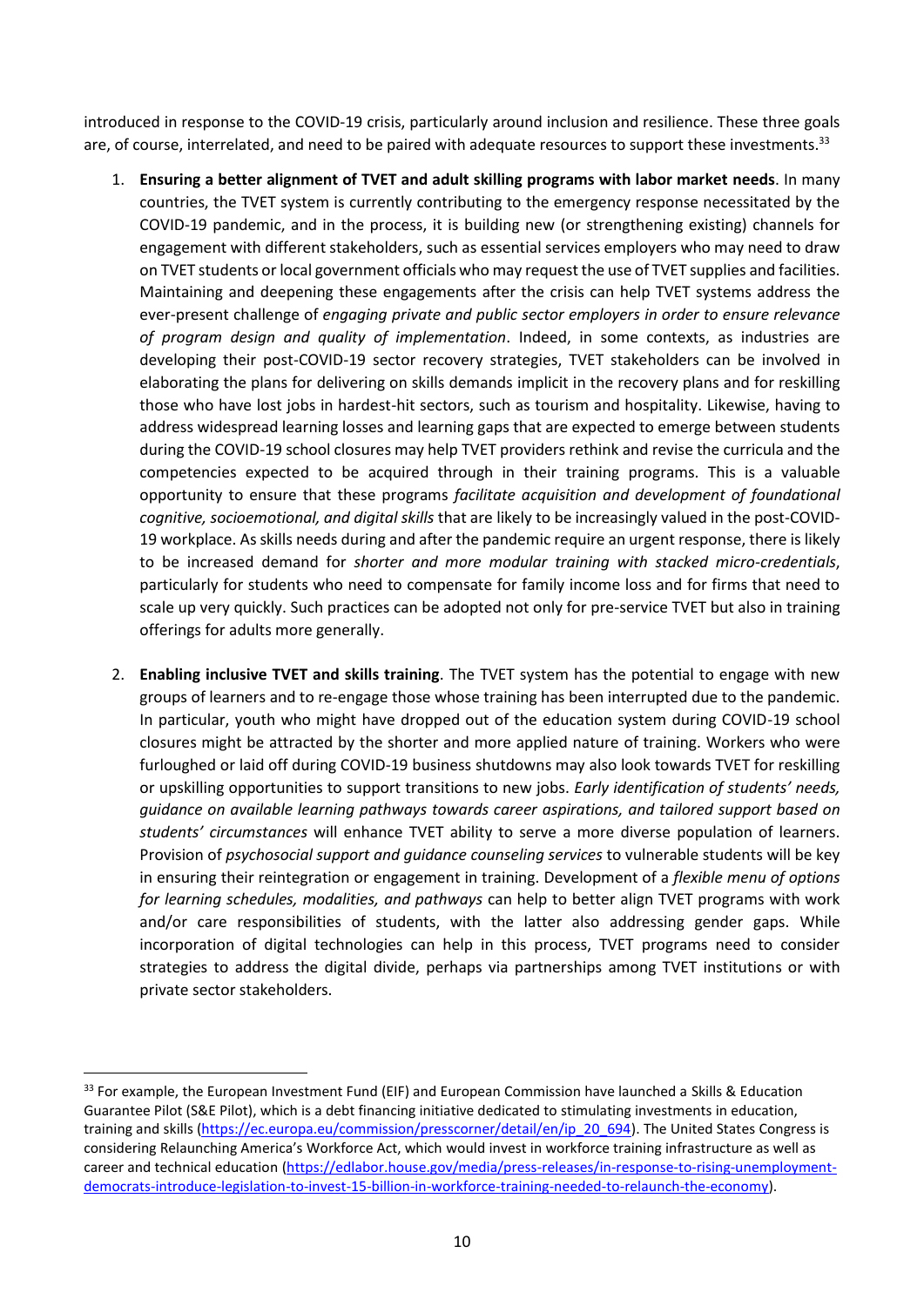introduced in response to the COVID-19 crisis, particularly around inclusion and resilience. These three goals are, of course, interrelated, and need to be paired with adequate resources to support these investments.[33]

1. **Ensuring a better alignment of TVET and adult skilling programs with labor market needs**. In many countries, the TVET system is currently contributing to the emergency response necessitated by the COVID-19 pandemic, and in the process, it is building new (or strengthening existing) channels for engagement with different stakeholders, such as essential services employers who may need to draw on TVET students or local government officials who may request the use of TVET supplies and facilities. Maintaining and deepening these engagements after the crisis can help TVET systems address the ever-present challenge of *engaging private and public sector employers in order to ensure relevance of program design and quality of implementation*. Indeed, in some contexts, as industries are developing their post-COVID-19 sector recovery strategies, TVET stakeholders can be involved in elaborating the plans for delivering on skills demands implicit in the recovery plans and for reskilling those who have lost jobs in hardest-hit sectors, such as tourism and hospitality. Likewise, having to address widespread learning losses and learning gaps that are expected to emerge between students during the COVID-19 school closures may help TVET providers rethink and revise the curricula and the competencies expected to be acquired through in their training programs. This is a valuable opportunity to ensure that these programs *facilitate acquisition and development of foundational cognitive, socioemotional, and digital skills* that are likely to be increasingly valued in the post-COVID-19 workplace. As skills needs during and after the pandemic require an urgent response, there is likely to be increased demand for *shorter and more modular training with stacked micro-credentials*, particularly for students who need to compensate for family income loss and for firms that need to scale up very quickly. Such practices can be adopted not only for pre-service TVET but also in training offerings for adults more generally.

2. **Enabling inclusive TVET and skills training**. The TVET system has the potential to engage with new groups of learners and to re-engage those whose training has been interrupted due to the pandemic. In particular, youth who might have dropped out of the education system during COVID-19 school closures might be attracted by the shorter and more applied nature of training. Workers who were furloughed or laid off during COVID-19 business shutdowns may also look towards TVET for reskilling or upskilling opportunities to support transitions to new jobs. *Early identification of students' needs, guidance on available learning pathways towards career aspirations, and tailored support based on students' circumstances* will enhance TVET ability to serve a more diverse population of learners. Provision of *psychosocial support and guidance counseling services* to vulnerable students will be key in ensuring their reintegration or engagement in training. Development of a *flexible menu of options for learning schedules, modalities, and pathways* can help to better align TVET programs with work and/or care responsibilities of students, with the latter also addressing gender gaps. While incorporation of digital technologies can help in this process, TVET programs need to consider strategies to address the digital divide, perhaps via partnerships among TVET institutions or with private sector stakeholders.

---

[33] For example, the European Investment Fund (EIF) and European Commission have launched a Skills & Education Guarantee Pilot (S&E Pilot), which is a debt financing initiative dedicated to stimulating investments in education, training and skills (https://ec.europa.eu/commission/presscorner/detail/en/ip_20_694). The United States Congress is considering Relaunching America's Workforce Act, which would invest in workforce training infrastructure as well as career and technical education (https://edlabor.house.gov/media/press-releases/in-response-to-rising-unemployment-democrats-introduce-legislation-to-invest-15-billion-in-workforce-training-needed-to-relaunch-the-economy).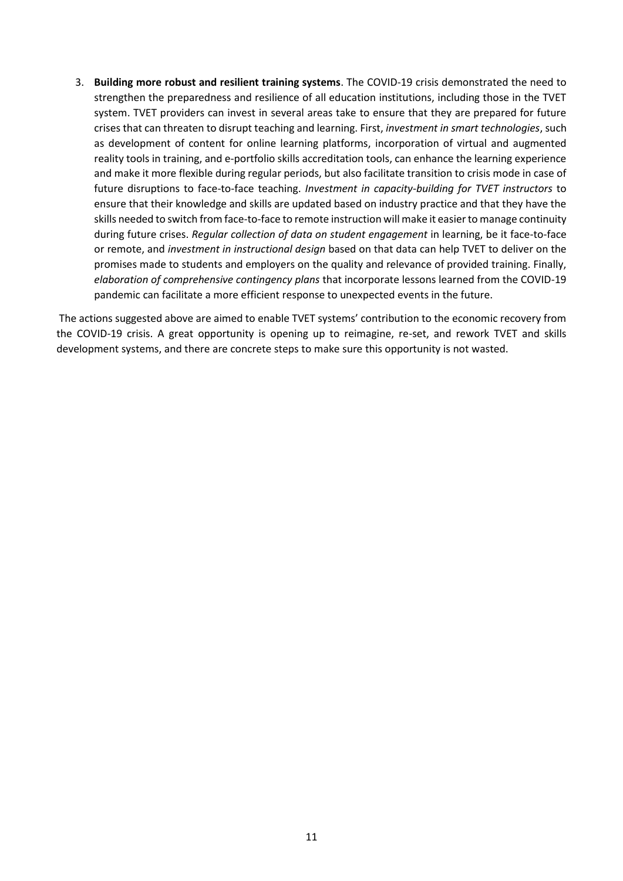3. **Building more robust and resilient training systems**. The COVID-19 crisis demonstrated the need to strengthen the preparedness and resilience of all education institutions, including those in the TVET system. TVET providers can invest in several areas take to ensure that they are prepared for future crises that can threaten to disrupt teaching and learning. First, *investment in smart technologies*, such as development of content for online learning platforms, incorporation of virtual and augmented reality tools in training, and e-portfolio skills accreditation tools, can enhance the learning experience and make it more flexible during regular periods, but also facilitate transition to crisis mode in case of future disruptions to face-to-face teaching. *Investment in capacity-building for TVET instructors* to ensure that their knowledge and skills are updated based on industry practice and that they have the skills needed to switch from face-to-face to remote instruction will make it easier to manage continuity during future crises. *Regular collection of data on student engagement* in learning, be it face-to-face or remote, and *investment in instructional design* based on that data can help TVET to deliver on the promises made to students and employers on the quality and relevance of provided training. Finally, *elaboration of comprehensive contingency plans* that incorporate lessons learned from the COVID-19 pandemic can facilitate a more efficient response to unexpected events in the future.

The actions suggested above are aimed to enable TVET systems' contribution to the economic recovery from the COVID-19 crisis. A great opportunity is opening up to reimagine, re-set, and rework TVET and skills development systems, and there are concrete steps to make sure this opportunity is not wasted.